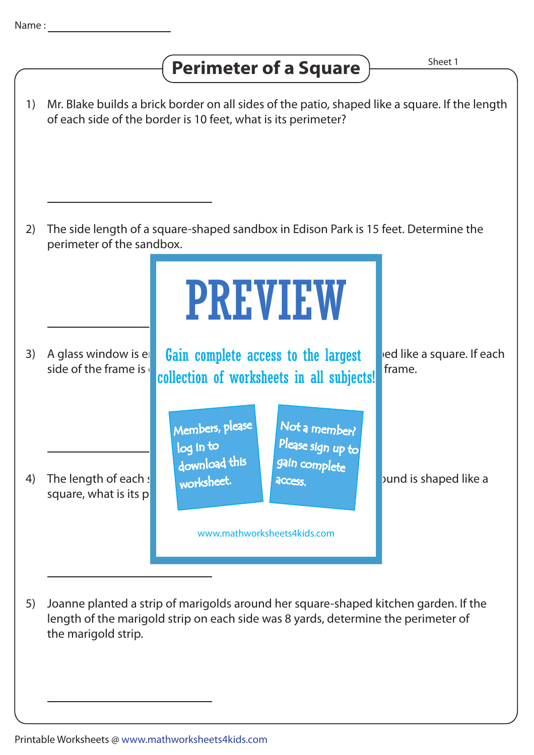Name : ____________________

# Perimeter of a Square

Sheet 1

1) Mr. Blake builds a brick border on all sides of the patio, shaped like a square. If the length of each side of the border is 10 feet, what is its perimeter?

____________________

2) The side length of a square-shaped sandbox in Edison Park is 15 feet. Determine the perimeter of the sandbox.

____________________

PREVIEW

Gain complete access to the largest collection of worksheets in all subjects!

Members, please log in to download this worksheet.

Not a member? Please sign up to gain complete access.

www.mathworksheets4kids.com

3) A glass window is e ... ed like a square. If each side of the frame is ... frame.

____________________

4) The length of each ... und is shaped like a square, what is its p...

____________________

5) Joanne planted a strip of marigolds around her square-shaped kitchen garden. If the length of the marigold strip on each side was 8 yards, determine the perimeter of the marigold strip.

____________________

Printable Worksheets @ www.mathworksheets4kids.com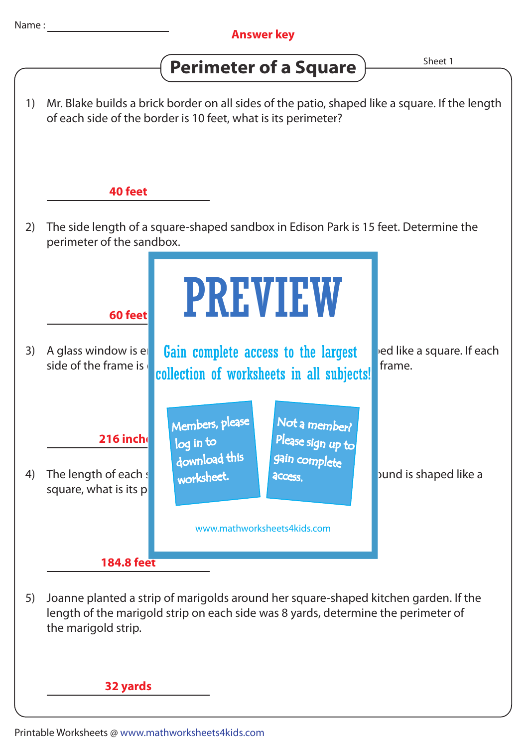Name :

**Answer key**

# Perimeter of a Square

Sheet 1

1) Mr. Blake builds a brick border on all sides of the patio, shaped like a square. If the length of each side of the border is 10 feet, what is its perimeter?

**40 feet**

2) The side length of a square-shaped sandbox in Edison Park is 15 feet. Determine the perimeter of the sandbox.

**60 feet**

3) A glass window is e ... ed like a square. If each side of the frame is ... frame.

**216 inch**

4) The length of each ... und is shaped like a square, what is its p

**184.8 feet**

5) Joanne planted a strip of marigolds around her square-shaped kitchen garden. If the length of the marigold strip on each side was 8 yards, determine the perimeter of the marigold strip.

**32 yards**

PREVIEW

Gain complete access to the largest collection of worksheets in all subjects!

Members, please log in to download this worksheet.

Not a member? Please sign up to gain complete access.

www.mathworksheets4kids.com

Printable Worksheets @ www.mathworksheets4kids.com